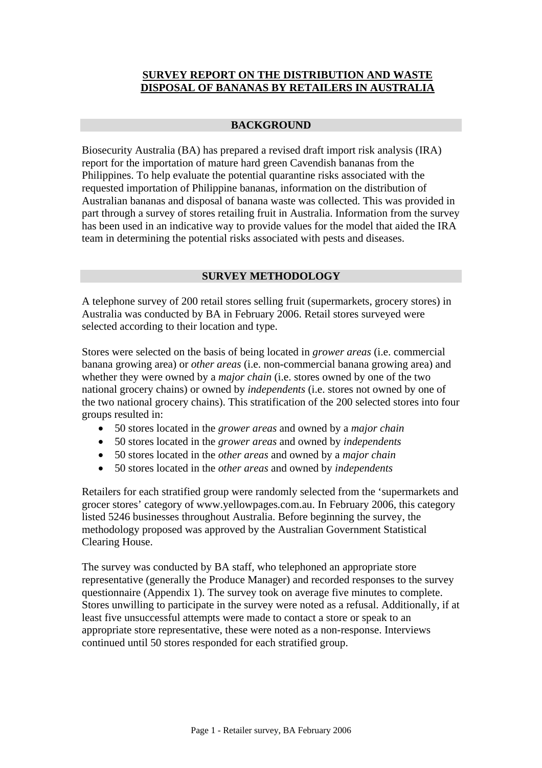# SURVEY REPORT ON THE DISTRIBUTION AND WASTE DISPOSAL OF BANANAS BY RETAILERS IN AUSTRALIA

## BACKGROUND

Biosecurity Australia (BA) has prepared a revised draft import risk analysis (IRA) report for the importation of mature hard green Cavendish bananas from the Philippines. To help evaluate the potential quarantine risks associated with the requested importation of Philippine bananas, information on the distribution of Australian bananas and disposal of banana waste was collected. This was provided in part through a survey of stores retailing fruit in Australia. Information from the survey has been used in an indicative way to provide values for the model that aided the IRA team in determining the potential risks associated with pests and diseases.

## SURVEY METHODOLOGY

A telephone survey of 200 retail stores selling fruit (supermarkets, grocery stores) in Australia was conducted by BA in February 2006. Retail stores surveyed were selected according to their location and type.

Stores were selected on the basis of being located in *grower areas* (i.e. commercial banana growing area) or *other areas* (i.e. non-commercial banana growing area) and whether they were owned by a *major chain* (i.e. stores owned by one of the two national grocery chains) or owned by *independents* (i.e. stores not owned by one of the two national grocery chains). This stratification of the 200 selected stores into four groups resulted in:

- 50 stores located in the *grower areas* and owned by a *major chain*
- 50 stores located in the *grower areas* and owned by *independents*
- 50 stores located in the *other areas* and owned by a *major chain*
- 50 stores located in the *other areas* and owned by *independents*

Retailers for each stratified group were randomly selected from the 'supermarkets and grocer stores' category of www.yellowpages.com.au. In February 2006, this category listed 5246 businesses throughout Australia. Before beginning the survey, the methodology proposed was approved by the Australian Government Statistical Clearing House.

The survey was conducted by BA staff, who telephoned an appropriate store representative (generally the Produce Manager) and recorded responses to the survey questionnaire (Appendix 1). The survey took on average five minutes to complete. Stores unwilling to participate in the survey were noted as a refusal. Additionally, if at least five unsuccessful attempts were made to contact a store or speak to an appropriate store representative, these were noted as a non-response. Interviews continued until 50 stores responded for each stratified group.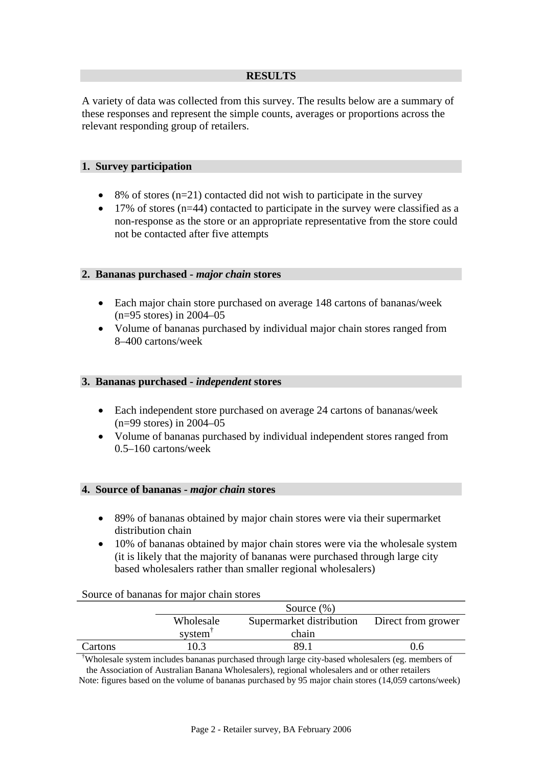## RESULTS

A variety of data was collected from this survey. The results below are a summary of these responses and represent the simple counts, averages or proportions across the relevant responding group of retailers.

### 1. Survey participation

- 8% of stores (n=21) contacted did not wish to participate in the survey
- 17% of stores (n=44) contacted to participate in the survey were classified as a non-response as the store or an appropriate representative from the store could not be contacted after five attempts

### 2. Bananas purchased - *major chain* stores

- Each major chain store purchased on average 148 cartons of bananas/week (n=95 stores) in 2004–05
- Volume of bananas purchased by individual major chain stores ranged from 8–400 cartons/week

### 3. Bananas purchased - *independent* stores

- Each independent store purchased on average 24 cartons of bananas/week (n=99 stores) in 2004–05
- Volume of bananas purchased by individual independent stores ranged from 0.5–160 cartons/week

### 4. Source of bananas - *major chain* stores

- 89% of bananas obtained by major chain stores were via their supermarket distribution chain
- 10% of bananas obtained by major chain stores were via the wholesale system (it is likely that the majority of bananas were purchased through large city based wholesalers rather than smaller regional wholesalers)

Source of bananas for major chain stores

| | Source (%) | | |
|---|---|---|---|
| | Wholesale system† | Supermarket distribution chain | Direct from grower |
| Cartons | 10.3 | 89.1 | 0.6 |

†Wholesale system includes bananas purchased through large city-based wholesalers (eg. members of the Association of Australian Banana Wholesalers), regional wholesalers and or other retailers

Note: figures based on the volume of bananas purchased by 95 major chain stores (14,059 cartons/week)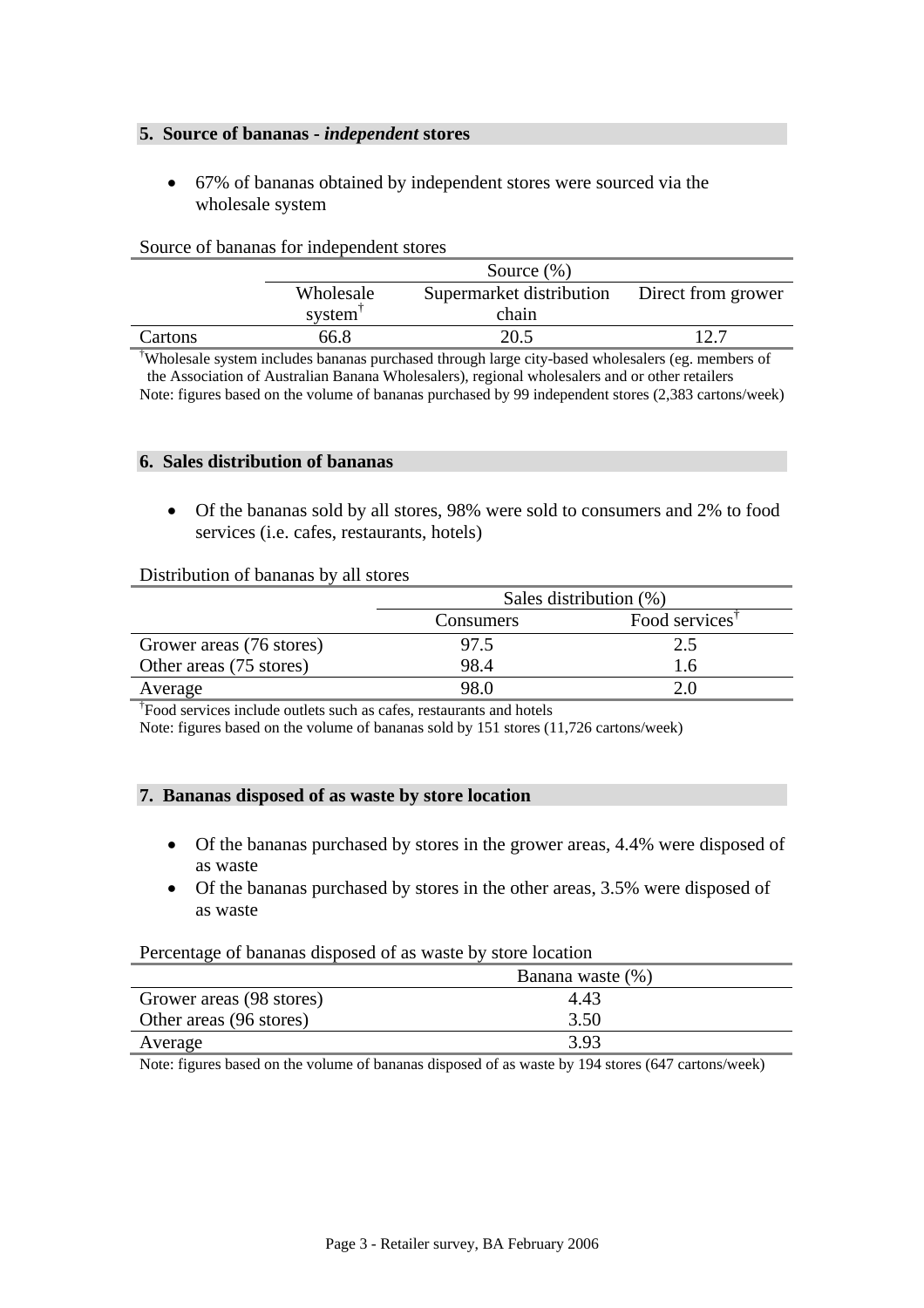## 5. Source of bananas - *independent* stores

- 67% of bananas obtained by independent stores were sourced via the wholesale system

Source of bananas for independent stores

| | Source (%) | | |
|---|---|---|---|
| | Wholesale system[†] | Supermarket distribution chain | Direct from grower |
| Cartons | 66.8 | 20.5 | 12.7 |

[†]Wholesale system includes bananas purchased through large city-based wholesalers (eg. members of the Association of Australian Banana Wholesalers), regional wholesalers and or other retailers

Note: figures based on the volume of bananas purchased by 99 independent stores (2,383 cartons/week)

## 6. Sales distribution of bananas

- Of the bananas sold by all stores, 98% were sold to consumers and 2% to food services (i.e. cafes, restaurants, hotels)

Distribution of bananas by all stores

| | Sales distribution (%) | |
|---|---|---|
| | Consumers | Food services[†] |
| Grower areas (76 stores) | 97.5 | 2.5 |
| Other areas (75 stores) | 98.4 | 1.6 |
| Average | 98.0 | 2.0 |

[†]Food services include outlets such as cafes, restaurants and hotels

Note: figures based on the volume of bananas sold by 151 stores (11,726 cartons/week)

## 7. Bananas disposed of as waste by store location

- Of the bananas purchased by stores in the grower areas, 4.4% were disposed of as waste
- Of the bananas purchased by stores in the other areas, 3.5% were disposed of as waste

Percentage of bananas disposed of as waste by store location

| | Banana waste (%) |
|---|---|
| Grower areas (98 stores) | 4.43 |
| Other areas (96 stores) | 3.50 |
| Average | 3.93 |

Note: figures based on the volume of bananas disposed of as waste by 194 stores (647 cartons/week)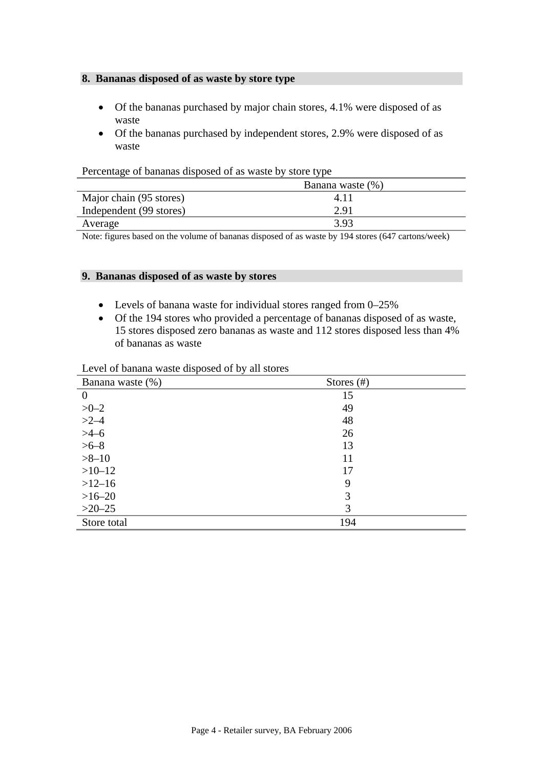## 8. Bananas disposed of as waste by store type

- Of the bananas purchased by major chain stores, 4.1% were disposed of as waste
- Of the bananas purchased by independent stores, 2.9% were disposed of as waste

Percentage of bananas disposed of as waste by store type

| | Banana waste (%) |
|---|---|
| Major chain (95 stores) | 4.11 |
| Independent (99 stores) | 2.91 |
| Average | 3.93 |

Note: figures based on the volume of bananas disposed of as waste by 194 stores (647 cartons/week)

## 9. Bananas disposed of as waste by stores

- Levels of banana waste for individual stores ranged from 0–25%
- Of the 194 stores who provided a percentage of bananas disposed of as waste, 15 stores disposed zero bananas as waste and 112 stores disposed less than 4% of bananas as waste

Level of banana waste disposed of by all stores

| Banana waste (%) | Stores (#) |
|---|---|
| 0 | 15 |
| >0–2 | 49 |
| >2–4 | 48 |
| >4–6 | 26 |
| >6–8 | 13 |
| >8–10 | 11 |
| >10–12 | 17 |
| >12–16 | 9 |
| >16–20 | 3 |
| >20–25 | 3 |
| Store total | 194 |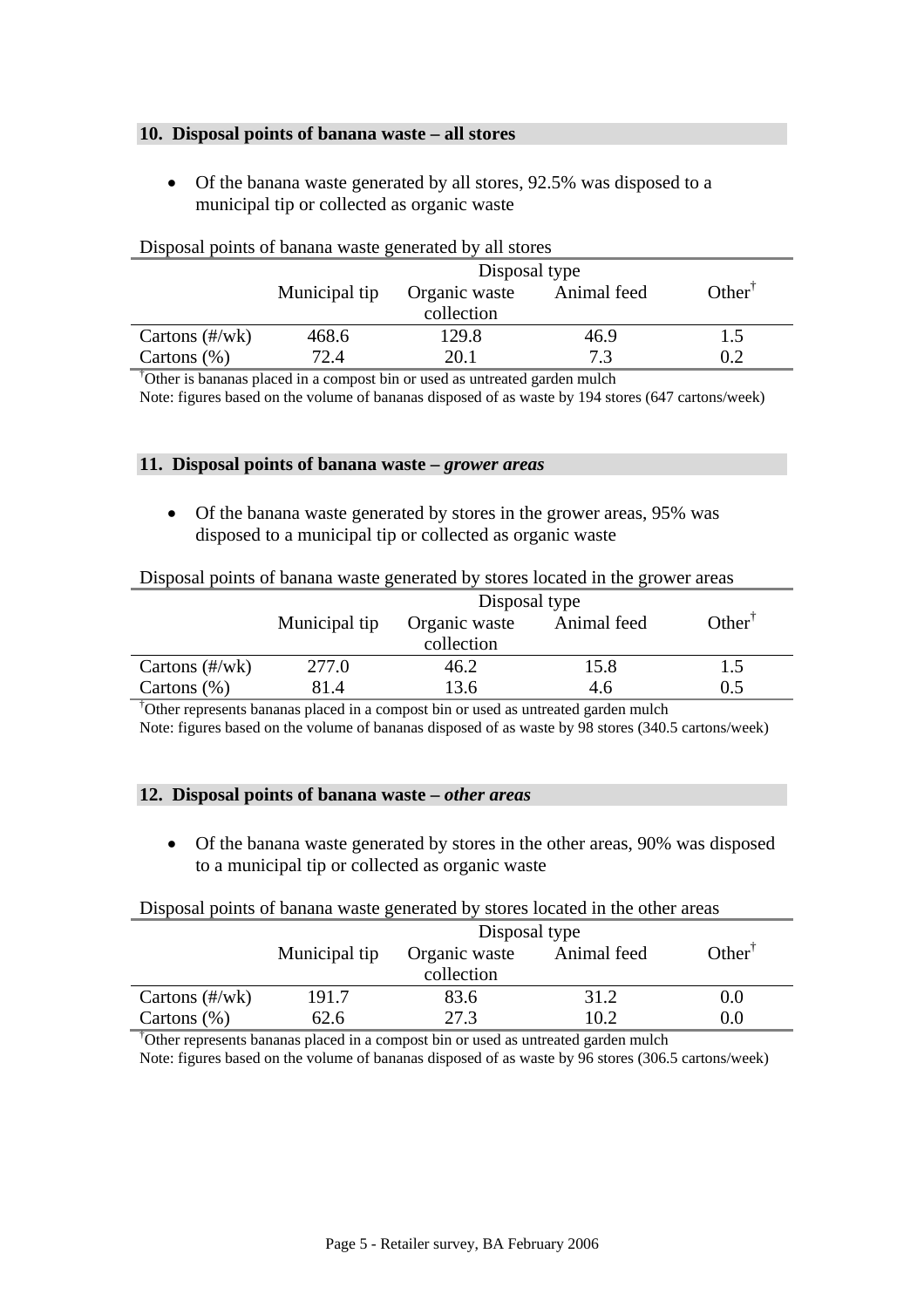## 10. Disposal points of banana waste – all stores

- Of the banana waste generated by all stores, 92.5% was disposed to a municipal tip or collected as organic waste

Disposal points of banana waste generated by all stores

| | Disposal type | | | |
|---|---|---|---|---|
| | Municipal tip | Organic waste collection | Animal feed | Other† |
| Cartons (#/wk) | 468.6 | 129.8 | 46.9 | 1.5 |
| Cartons (%) | 72.4 | 20.1 | 7.3 | 0.2 |

†Other is bananas placed in a compost bin or used as untreated garden mulch

Note: figures based on the volume of bananas disposed of as waste by 194 stores (647 cartons/week)

## 11. Disposal points of banana waste – *grower areas*

- Of the banana waste generated by stores in the grower areas, 95% was disposed to a municipal tip or collected as organic waste

Disposal points of banana waste generated by stores located in the grower areas

| | Disposal type | | | |
|---|---|---|---|---|
| | Municipal tip | Organic waste collection | Animal feed | Other† |
| Cartons (#/wk) | 277.0 | 46.2 | 15.8 | 1.5 |
| Cartons (%) | 81.4 | 13.6 | 4.6 | 0.5 |

†Other represents bananas placed in a compost bin or used as untreated garden mulch

Note: figures based on the volume of bananas disposed of as waste by 98 stores (340.5 cartons/week)

## 12. Disposal points of banana waste – *other areas*

- Of the banana waste generated by stores in the other areas, 90% was disposed to a municipal tip or collected as organic waste

Disposal points of banana waste generated by stores located in the other areas

| | Disposal type | | | |
|---|---|---|---|---|
| | Municipal tip | Organic waste collection | Animal feed | Other† |
| Cartons (#/wk) | 191.7 | 83.6 | 31.2 | 0.0 |
| Cartons (%) | 62.6 | 27.3 | 10.2 | 0.0 |

†Other represents bananas placed in a compost bin or used as untreated garden mulch

Note: figures based on the volume of bananas disposed of as waste by 96 stores (306.5 cartons/week)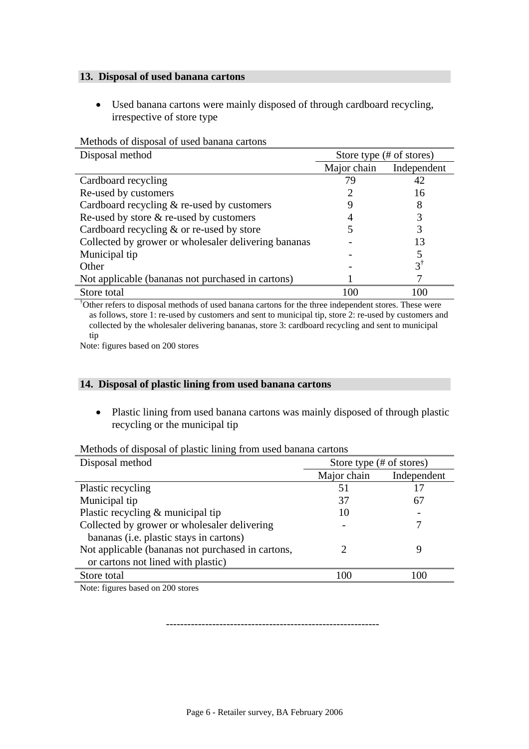## 13. Disposal of used banana cartons

- Used banana cartons were mainly disposed of through cardboard recycling, irrespective of store type

Methods of disposal of used banana cartons

| Disposal method | Store type (# of stores) | |
|---|---|---|
| | Major chain | Independent |
| Cardboard recycling | 79 | 42 |
| Re-used by customers | 2 | 16 |
| Cardboard recycling & re-used by customers | 9 | 8 |
| Re-used by store & re-used by customers | 4 | 3 |
| Cardboard recycling & or re-used by store | 5 | 3 |
| Collected by grower or wholesaler delivering bananas | - | 13 |
| Municipal tip | - | 5 |
| Other | - | 3† |
| Not applicable (bananas not purchased in cartons) | 1 | 7 |
| Store total | 100 | 100 |

†Other refers to disposal methods of used banana cartons for the three independent stores. These were as follows, store 1: re-used by customers and sent to municipal tip, store 2: re-used by customers and collected by the wholesaler delivering bananas, store 3: cardboard recycling and sent to municipal tip

Note: figures based on 200 stores

## 14. Disposal of plastic lining from used banana cartons

- Plastic lining from used banana cartons was mainly disposed of through plastic recycling or the municipal tip

Methods of disposal of plastic lining from used banana cartons

| Disposal method | Store type (# of stores) | |
|---|---|---|
| | Major chain | Independent |
| Plastic recycling | 51 | 17 |
| Municipal tip | 37 | 67 |
| Plastic recycling & municipal tip | 10 | - |
| Collected by grower or wholesaler delivering bananas (i.e. plastic stays in cartons) | - | 7 |
| Not applicable (bananas not purchased in cartons, or cartons not lined with plastic) | 2 | 9 |
| Store total | 100 | 100 |

Note: figures based on 200 stores

------------------------------------------------------------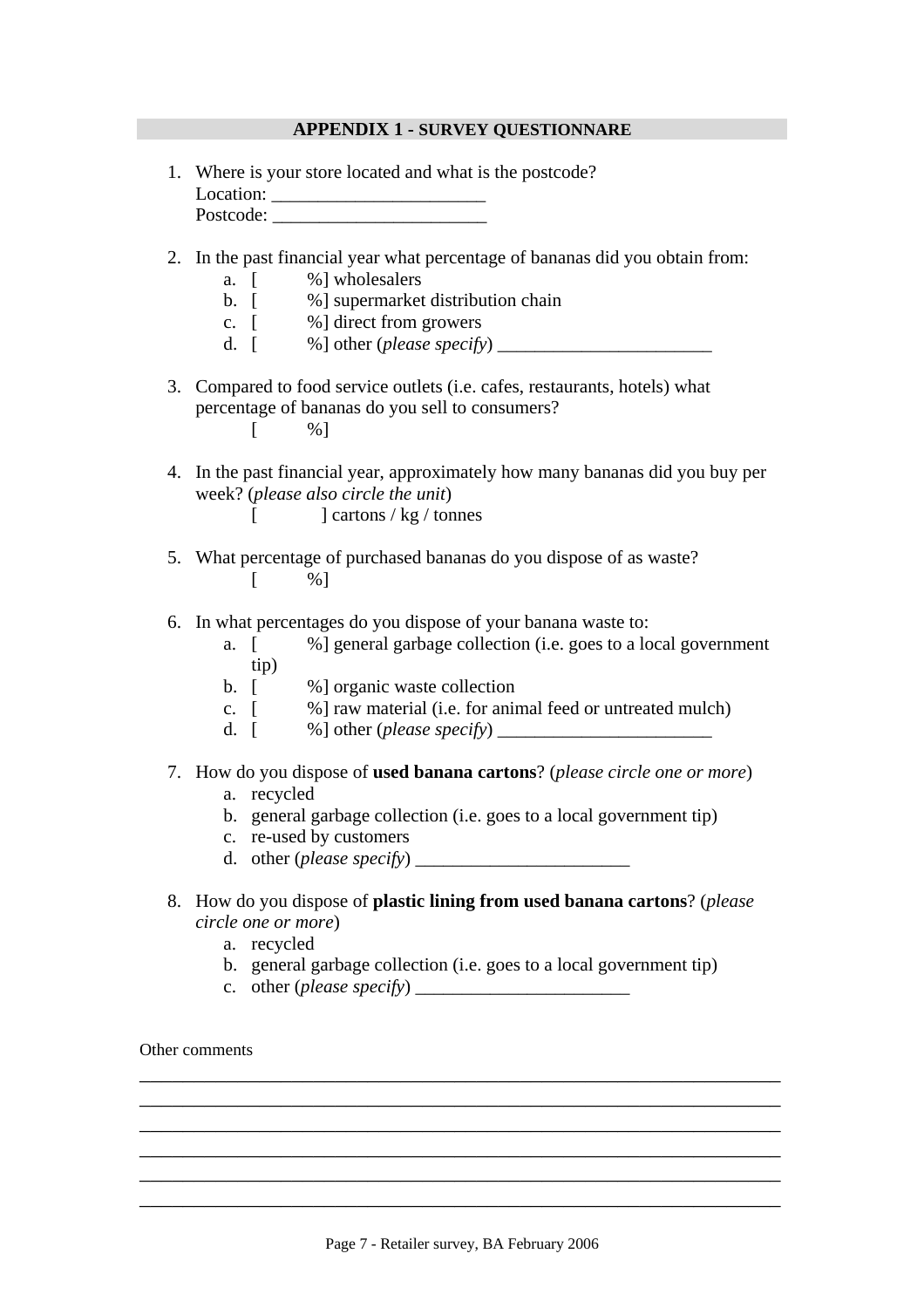## APPENDIX 1 - SURVEY QUESTIONNARE

1. Where is your store located and what is the postcode?
   Location: _______________________
   Postcode: _______________________

2. In the past financial year what percentage of bananas did you obtain from:
   a. [ %] wholesalers
   b. [ %] supermarket distribution chain
   c. [ %] direct from growers
   d. [ %] other (*please specify*) _______________________

3. Compared to food service outlets (i.e. cafes, restaurants, hotels) what percentage of bananas do you sell to consumers?
   [ %]

4. In the past financial year, approximately how many bananas did you buy per week? (*please also circle the unit*)
   [ ] cartons / kg / tonnes

5. What percentage of purchased bananas do you dispose of as waste?
   [ %]

6. In what percentages do you dispose of your banana waste to:
   a. [ %] general garbage collection (i.e. goes to a local government tip)
   b. [ %] organic waste collection
   c. [ %] raw material (i.e. for animal feed or untreated mulch)
   d. [ %] other (*please specify*) _______________________

7. How do you dispose of **used banana cartons**? (*please circle one or more*)
   a. recycled
   b. general garbage collection (i.e. goes to a local government tip)
   c. re-used by customers
   d. other (*please specify*) _______________________

8. How do you dispose of **plastic lining from used banana cartons**? (*please circle one or more*)
   a. recycled
   b. general garbage collection (i.e. goes to a local government tip)
   c. other (*please specify*) _______________________

Other comments

______________________________________________________________________
______________________________________________________________________
______________________________________________________________________
______________________________________________________________________
______________________________________________________________________
______________________________________________________________________